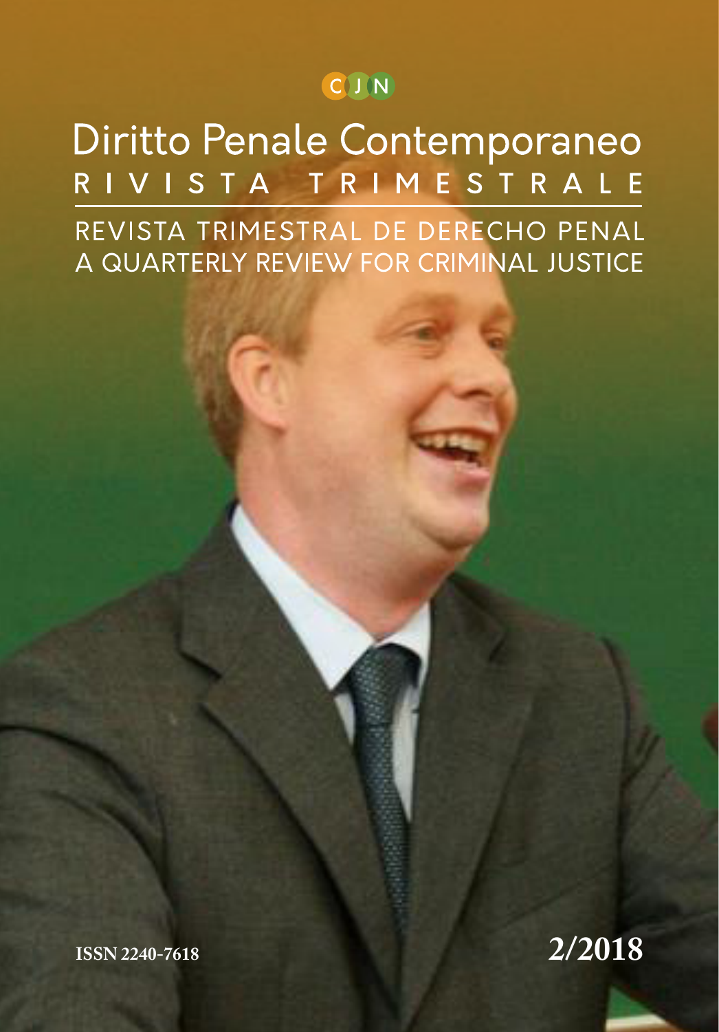C J N

# Diritto Penale Contemporaneo

## RIVISTA TRIMESTRALE

REVISTA TRIMESTRAL DE DERECHO PENAL

A QUARTERLY REVIEW FOR CRIMINAL JUSTICE

ISSN 2240-7618

2/2018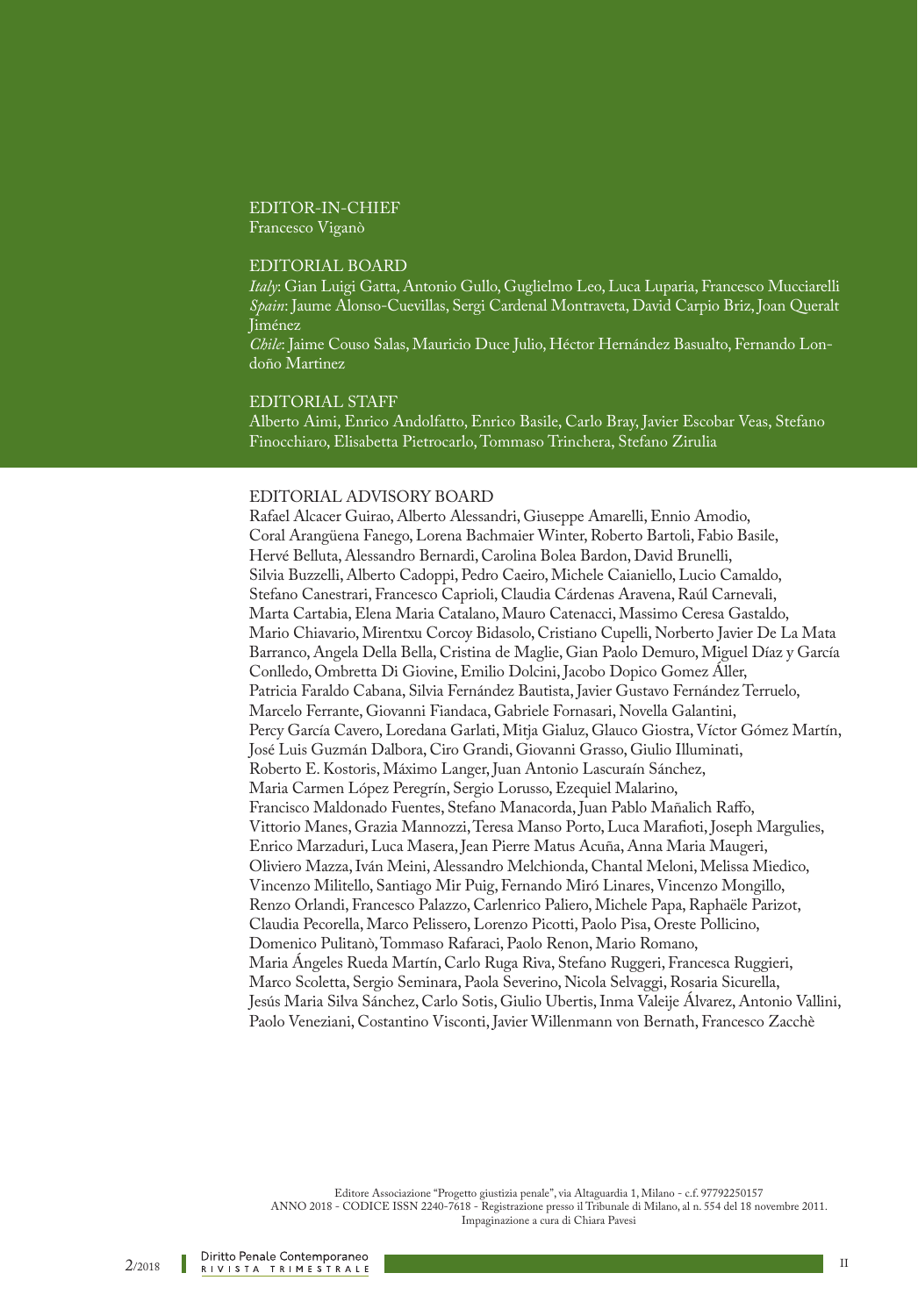EDITOR-IN-CHIEF
Francesco Viganò

EDITORIAL BOARD
*Italy*: Gian Luigi Gatta, Antonio Gullo, Guglielmo Leo, Luca Luparia, Francesco Mucciarelli
*Spain*: Jaume Alonso-Cuevillas, Sergi Cardenal Montraveta, David Carpio Briz, Joan Queralt Jiménez
*Chile*: Jaime Couso Salas, Mauricio Duce Julio, Héctor Hernández Basualto, Fernando Londoño Martinez

EDITORIAL STAFF
Alberto Aimi, Enrico Andolfatto, Enrico Basile, Carlo Bray, Javier Escobar Veas, Stefano Finocchiaro, Elisabetta Pietrocarlo, Tommaso Trinchera, Stefano Zirulia

EDITORIAL ADVISORY BOARD
Rafael Alcacer Guirao, Alberto Alessandri, Giuseppe Amarelli, Ennio Amodio, Coral Arangüena Fanego, Lorena Bachmaier Winter, Roberto Bartoli, Fabio Basile, Hervé Belluta, Alessandro Bernardi, Carolina Bolea Bardon, David Brunelli, Silvia Buzzelli, Alberto Cadoppi, Pedro Caeiro, Michele Caianiello, Lucio Camaldo, Stefano Canestrari, Francesco Caprioli, Claudia Cárdenas Aravena, Raúl Carnevali, Marta Cartabia, Elena Maria Catalano, Mauro Catenacci, Massimo Ceresa Gastaldo, Mario Chiavario, Mirentxu Corcoy Bidasolo, Cristiano Cupelli, Norberto Javier De La Mata Barranco, Angela Della Bella, Cristina de Maglie, Gian Paolo Demuro, Miguel Díaz y García Conlledo, Ombretta Di Giovine, Emilio Dolcini, Jacobo Dopico Gomez Áller, Patricia Faraldo Cabana, Silvia Fernández Bautista, Javier Gustavo Fernández Terruelo, Marcelo Ferrante, Giovanni Fiandaca, Gabriele Fornasari, Novella Galantini, Percy García Cavero, Loredana Garlati, Mitja Gialuz, Glauco Giostra, Víctor Gómez Martín, José Luis Guzmán Dalbora, Ciro Grandi, Giovanni Grasso, Giulio Illuminati, Roberto E. Kostoris, Máximo Langer, Juan Antonio Lascuraín Sánchez, Maria Carmen López Peregrín, Sergio Lorusso, Ezequiel Malarino, Francisco Maldonado Fuentes, Stefano Manacorda, Juan Pablo Mañalich Raffo, Vittorio Manes, Grazia Mannozzi, Teresa Manso Porto, Luca Marafioti, Joseph Margulies, Enrico Marzaduri, Luca Masera, Jean Pierre Matus Acuña, Anna Maria Maugeri, Oliviero Mazza, Iván Meini, Alessandro Melchionda, Chantal Meloni, Melissa Miedico, Vincenzo Militello, Santiago Mir Puig, Fernando Miró Linares, Vincenzo Mongillo, Renzo Orlandi, Francesco Palazzo, Carlenrico Paliero, Michele Papa, Raphaële Parizot, Claudia Pecorella, Marco Pelissero, Lorenzo Picotti, Paolo Pisa, Oreste Pollicino, Domenico Pulitanò, Tommaso Rafaraci, Paolo Renon, Mario Romano, Maria Ángeles Rueda Martín, Carlo Ruga Riva, Stefano Ruggeri, Francesca Ruggieri, Marco Scoletta, Sergio Seminara, Paola Severino, Nicola Selvaggi, Rosaria Sicurella, Jesús Maria Silva Sánchez, Carlo Sotis, Giulio Ubertis, Inma Valeije Álvarez, Antonio Vallini, Paolo Veneziani, Costantino Visconti, Javier Willenmann von Bernath, Francesco Zacchè

Editore Associazione "Progetto giustizia penale", via Altaguardia 1, Milano - c.f. 97792250157
ANNO 2018 - CODICE ISSN 2240-7618 - Registrazione presso il Tribunale di Milano, al n. 554 del 18 novembre 2011.
Impaginazione a cura di Chiara Pavesi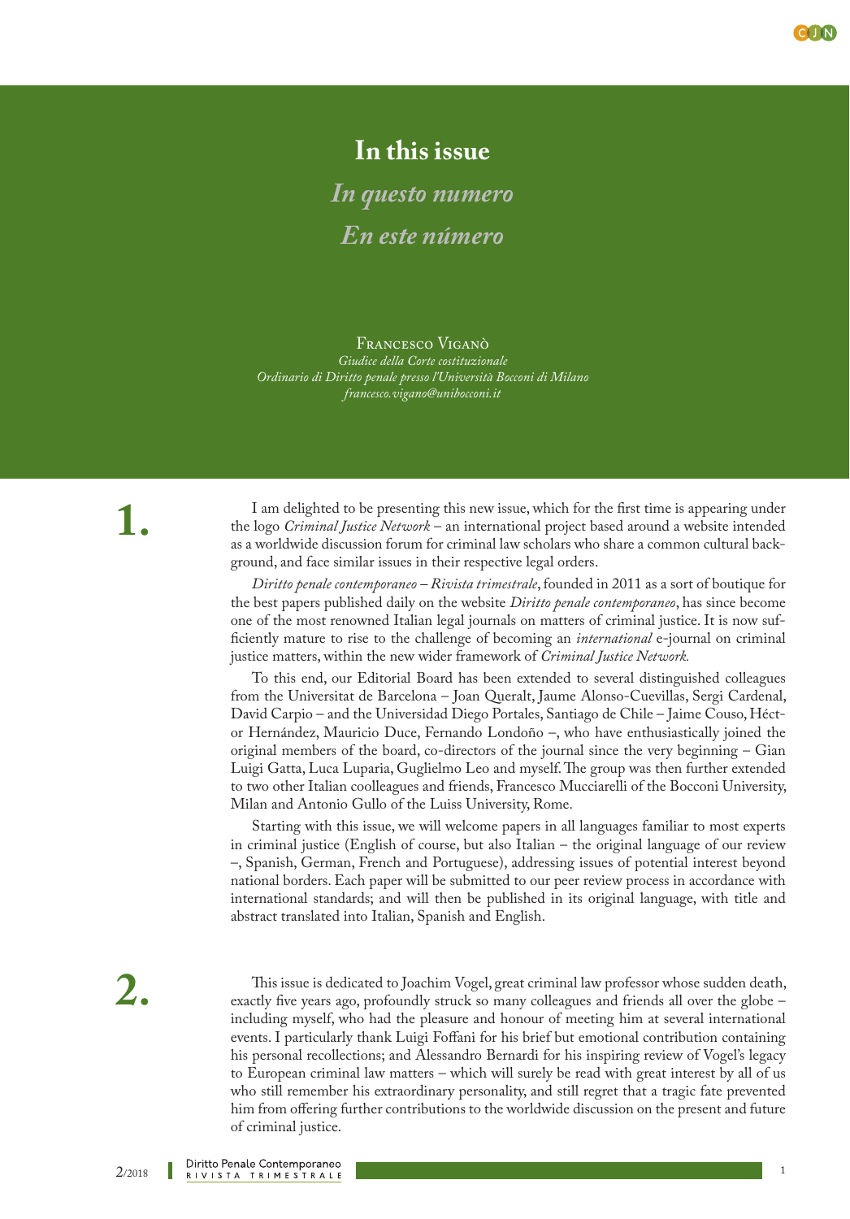# In this issue

## *In questo numero*

## *En este número*

Francesco Viganò

*Giudice della Corte costituzionale*
*Ordinario di Diritto penale presso l'Università Bocconi di Milano*
*francesco.vigano@unibocconi.it*

**1.**

I am delighted to be presenting this new issue, which for the first time is appearing under the logo *Criminal Justice Network* – an international project based around a website intended as a worldwide discussion forum for criminal law scholars who share a common cultural background, and face similar issues in their respective legal orders.

*Diritto penale contemporaneo – Rivista trimestrale*, founded in 2011 as a sort of boutique for the best papers published daily on the website *Diritto penale contemporaneo*, has since become one of the most renowned Italian legal journals on matters of criminal justice. It is now sufficiently mature to rise to the challenge of becoming an *international* e-journal on criminal justice matters, within the new wider framework of *Criminal Justice Network.*

To this end, our Editorial Board has been extended to several distinguished colleagues from the Universitat de Barcelona – Joan Queralt, Jaume Alonso-Cuevillas, Sergi Cardenal, David Carpio – and the Universidad Diego Portales, Santiago de Chile – Jaime Couso, Héctor Hernández, Mauricio Duce, Fernando Londoño –, who have enthusiastically joined the original members of the board, co-directors of the journal since the very beginning – Gian Luigi Gatta, Luca Luparia, Guglielmo Leo and myself. The group was then further extended to two other Italian coolleagues and friends, Francesco Mucciarelli of the Bocconi University, Milan and Antonio Gullo of the Luiss University, Rome.

Starting with this issue, we will welcome papers in all languages familiar to most experts in criminal justice (English of course, but also Italian – the original language of our review –, Spanish, German, French and Portuguese), addressing issues of potential interest beyond national borders. Each paper will be submitted to our peer review process in accordance with international standards; and will then be published in its original language, with title and abstract translated into Italian, Spanish and English.

**2.**

This issue is dedicated to Joachim Vogel, great criminal law professor whose sudden death, exactly five years ago, profoundly struck so many colleagues and friends all over the globe – including myself, who had the pleasure and honour of meeting him at several international events. I particularly thank Luigi Foffani for his brief but emotional contribution containing his personal recollections; and Alessandro Bernardi for his inspiring review of Vogel's legacy to European criminal law matters – which will surely be read with great interest by all of us who still remember his extraordinary personality, and still regret that a tragic fate prevented him from offering further contributions to the worldwide discussion on the present and future of criminal justice.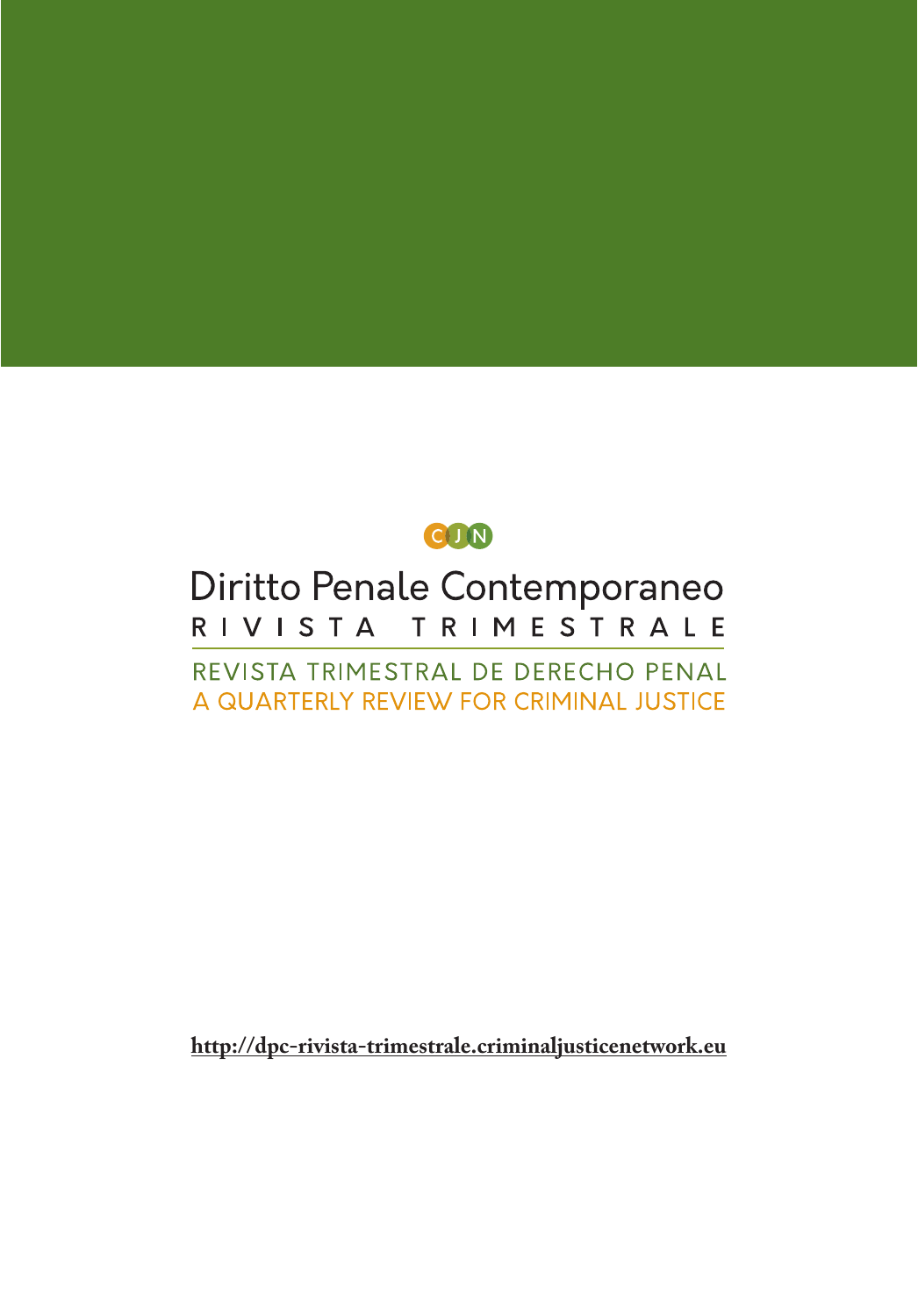C J N

# Diritto Penale Contemporaneo

RIVISTA TRIMESTRALE

REVISTA TRIMESTRAL DE DERECHO PENAL

A QUARTERLY REVIEW FOR CRIMINAL JUSTICE

**http://dpc-rivista-trimestrale.criminaljusticenetwork.eu**